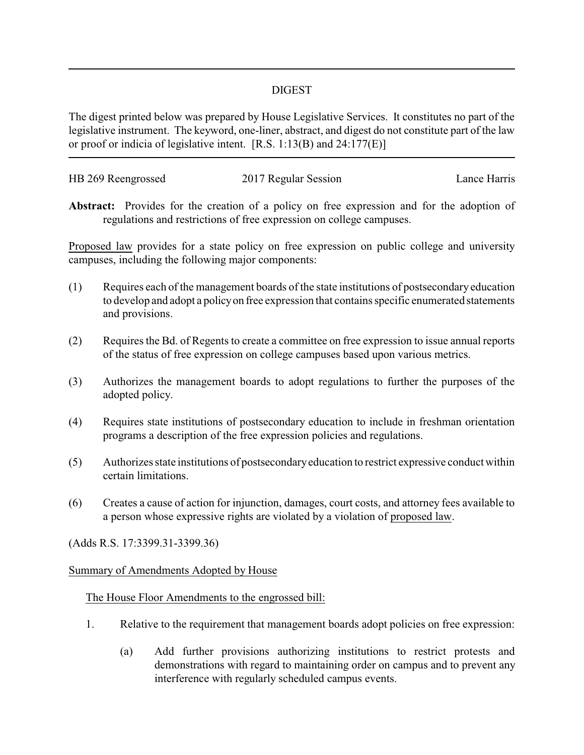# DIGEST

The digest printed below was prepared by House Legislative Services. It constitutes no part of the legislative instrument. The keyword, one-liner, abstract, and digest do not constitute part of the law or proof or indicia of legislative intent. [R.S. 1:13(B) and 24:177(E)]

HB 269 Reengrossed | 2017 Regular Session | Lance Harris

**Abstract:** Provides for the creation of a policy on free expression and for the adoption of regulations and restrictions of free expression on college campuses.

Proposed law provides for a state policy on free expression on public college and university campuses, including the following major components:

(1) Requires each of the management boards of the state institutions of postsecondary education to develop and adopt a policy on free expression that contains specific enumerated statements and provisions.

(2) Requires the Bd. of Regents to create a committee on free expression to issue annual reports of the status of free expression on college campuses based upon various metrics.

(3) Authorizes the management boards to adopt regulations to further the purposes of the adopted policy.

(4) Requires state institutions of postsecondary education to include in freshman orientation programs a description of the free expression policies and regulations.

(5) Authorizes state institutions of postsecondary education to restrict expressive conduct within certain limitations.

(6) Creates a cause of action for injunction, damages, court costs, and attorney fees available to a person whose expressive rights are violated by a violation of proposed law.

(Adds R.S. 17:3399.31-3399.36)

Summary of Amendments Adopted by House

The House Floor Amendments to the engrossed bill:

1. Relative to the requirement that management boards adopt policies on free expression:

   (a) Add further provisions authorizing institutions to restrict protests and demonstrations with regard to maintaining order on campus and to prevent any interference with regularly scheduled campus events.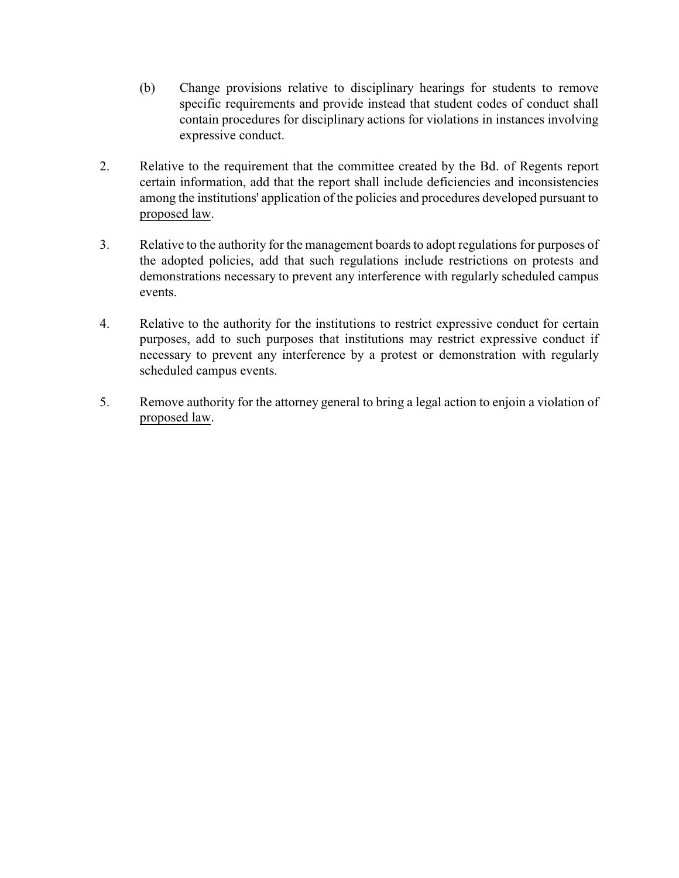(b) Change provisions relative to disciplinary hearings for students to remove specific requirements and provide instead that student codes of conduct shall contain procedures for disciplinary actions for violations in instances involving expressive conduct.

2. Relative to the requirement that the committee created by the Bd. of Regents report certain information, add that the report shall include deficiencies and inconsistencies among the institutions' application of the policies and procedures developed pursuant to <u>proposed law</u>.

3. Relative to the authority for the management boards to adopt regulations for purposes of the adopted policies, add that such regulations include restrictions on protests and demonstrations necessary to prevent any interference with regularly scheduled campus events.

4. Relative to the authority for the institutions to restrict expressive conduct for certain purposes, add to such purposes that institutions may restrict expressive conduct if necessary to prevent any interference by a protest or demonstration with regularly scheduled campus events.

5. Remove authority for the attorney general to bring a legal action to enjoin a violation of <u>proposed law</u>.